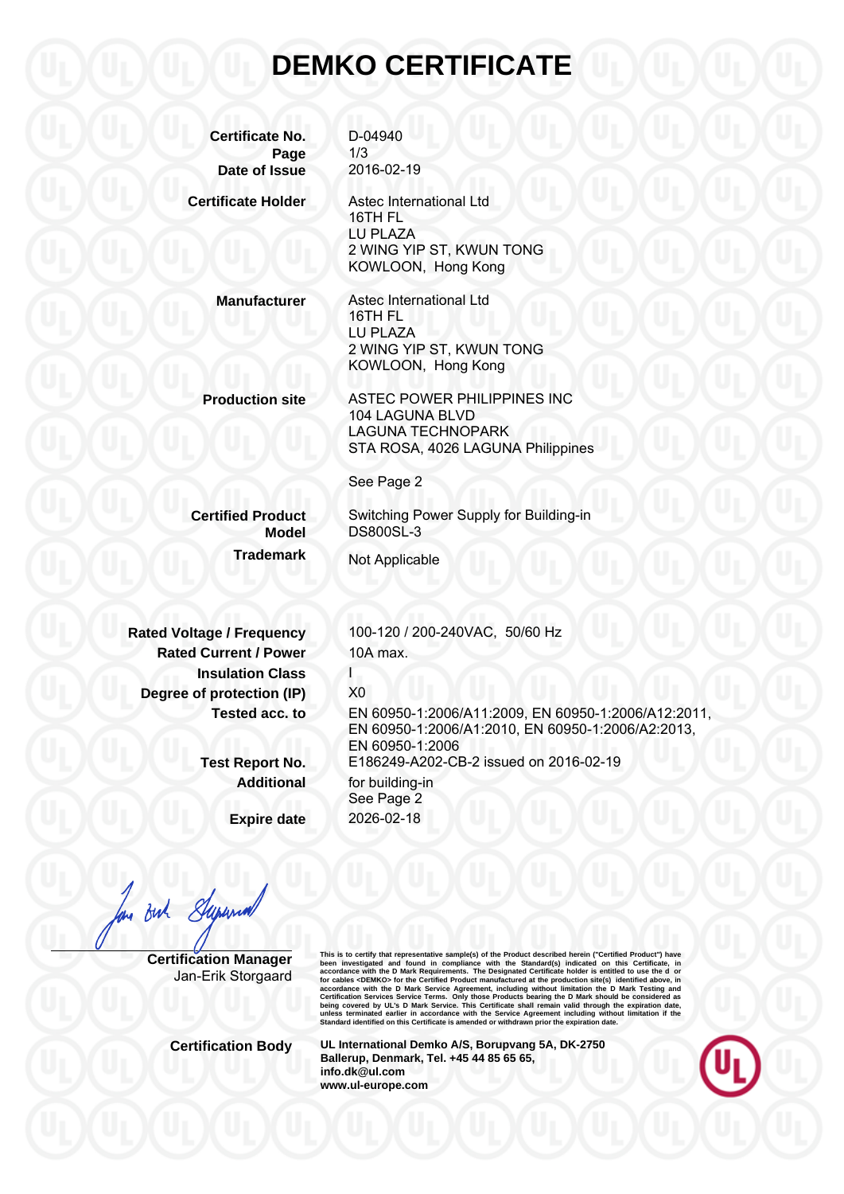# DEMKO CERTIFICATE

| | |
|---|---|
| **Certificate No.** | D-04940 |
| **Page** | 1/3 |
| **Date of Issue** | 2016-02-19 |
| **Certificate Holder** | Astec International Ltd<br>16TH FL<br>LU PLAZA<br>2 WING YIP ST, KWUN TONG<br>KOWLOON, Hong Kong |
| **Manufacturer** | Astec International Ltd<br>16TH FL<br>LU PLAZA<br>2 WING YIP ST, KWUN TONG<br>KOWLOON, Hong Kong |
| **Production site** | ASTEC POWER PHILIPPINES INC<br>104 LAGUNA BLVD<br>LAGUNA TECHNOPARK<br>STA ROSA, 4026 LAGUNA Philippines<br><br>See Page 2 |
| **Certified Product** | Switching Power Supply for Building-in |
| **Model** | DS800SL-3 |
| **Trademark** | Not Applicable |
| **Rated Voltage / Frequency** | 100-120 / 200-240VAC, 50/60 Hz |
| **Rated Current / Power** | 10A max. |
| **Insulation Class** | I |
| **Degree of protection (IP)** | X0 |
| **Tested acc. to** | EN 60950-1:2006/A11:2009, EN 60950-1:2006/A12:2011, EN 60950-1:2006/A1:2010, EN 60950-1:2006/A2:2013, EN 60950-1:2006 |
| **Test Report No.** | E186249-A202-CB-2 issued on 2016-02-19 |
| **Additional** | for building-in<br>See Page 2 |
| **Expire date** | 2026-02-18 |

**Certification Manager**
Jan-Erik Storgaard

This is to certify that representative sample(s) of the Product described herein ("Certified Product") have been investigated and found in compliance with the Standard(s) indicated on this Certificate, in accordance with the D Mark Requirements. The Designated Certificate holder is entitled to use the d or for cables <DEMKO> for the Certified Product manufactured at the production site(s) identified above, in accordance with the D Mark Service Agreement, including without limitation the D Mark Testing and Certification Services Service Terms. Only those Products bearing the D Mark should be considered as being covered by UL's D Mark Service. This Certificate shall remain valid through the expiration date, unless terminated earlier in accordance with the Service Agreement including without limitation if the Standard identified on this Certificate is amended or withdrawn prior the expiration date.

**Certification Body**

**UL International Demko A/S, Borupvang 5A, DK-2750 Ballerup, Denmark, Tel. +45 44 85 65 65, info.dk@ul.com www.ul-europe.com**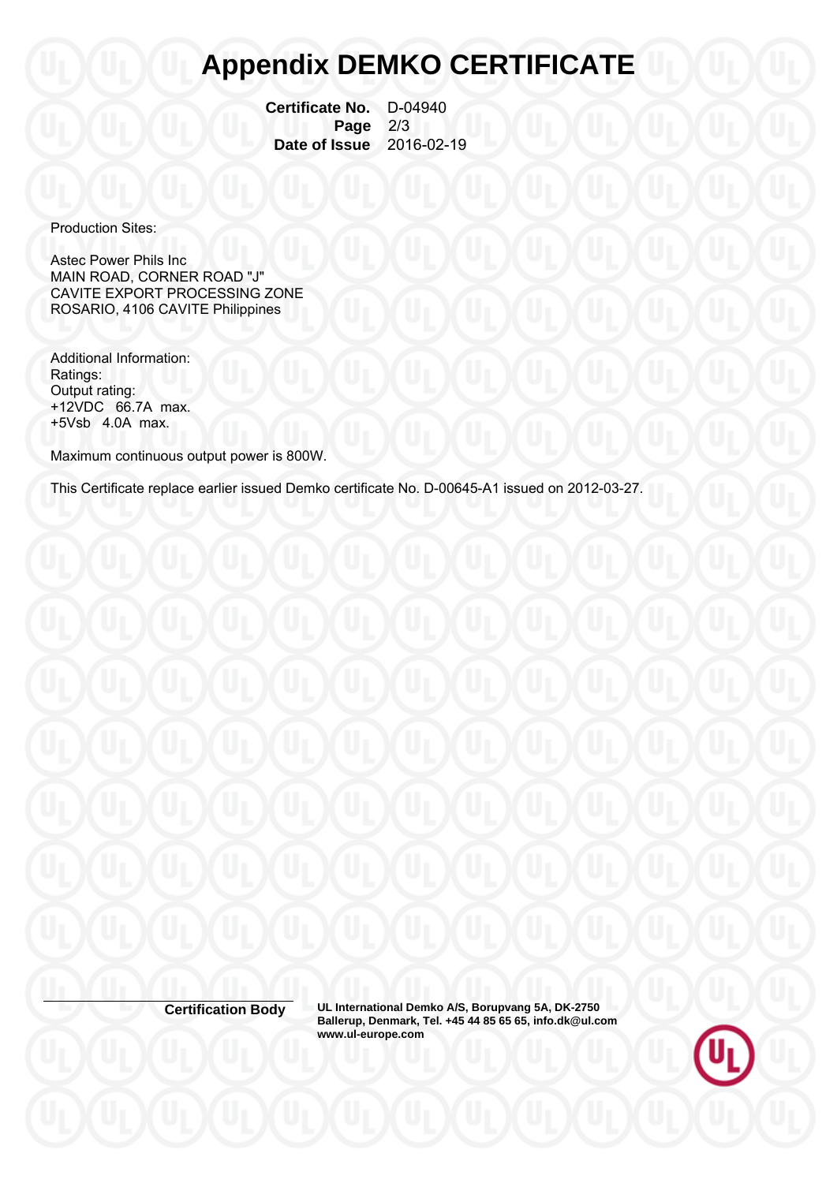# Appendix DEMKO CERTIFICATE

**Certificate No.** D-04940
**Page** 2/3
**Date of Issue** 2016-02-19

Production Sites:

Astec Power Phils Inc
MAIN ROAD, CORNER ROAD "J"
CAVITE EXPORT PROCESSING ZONE
ROSARIO, 4106 CAVITE Philippines

Additional Information:
Ratings:
Output rating:
+12VDC 66.7A max.
+5Vsb 4.0A max.

Maximum continuous output power is 800W.

This Certificate replace earlier issued Demko certificate No. D-00645-A1 issued on 2012-03-27.

**Certification Body** **UL International Demko A/S, Borupvang 5A, DK-2750 Ballerup, Denmark, Tel. +45 44 85 65 65, info.dk@ul.com www.ul-europe.com**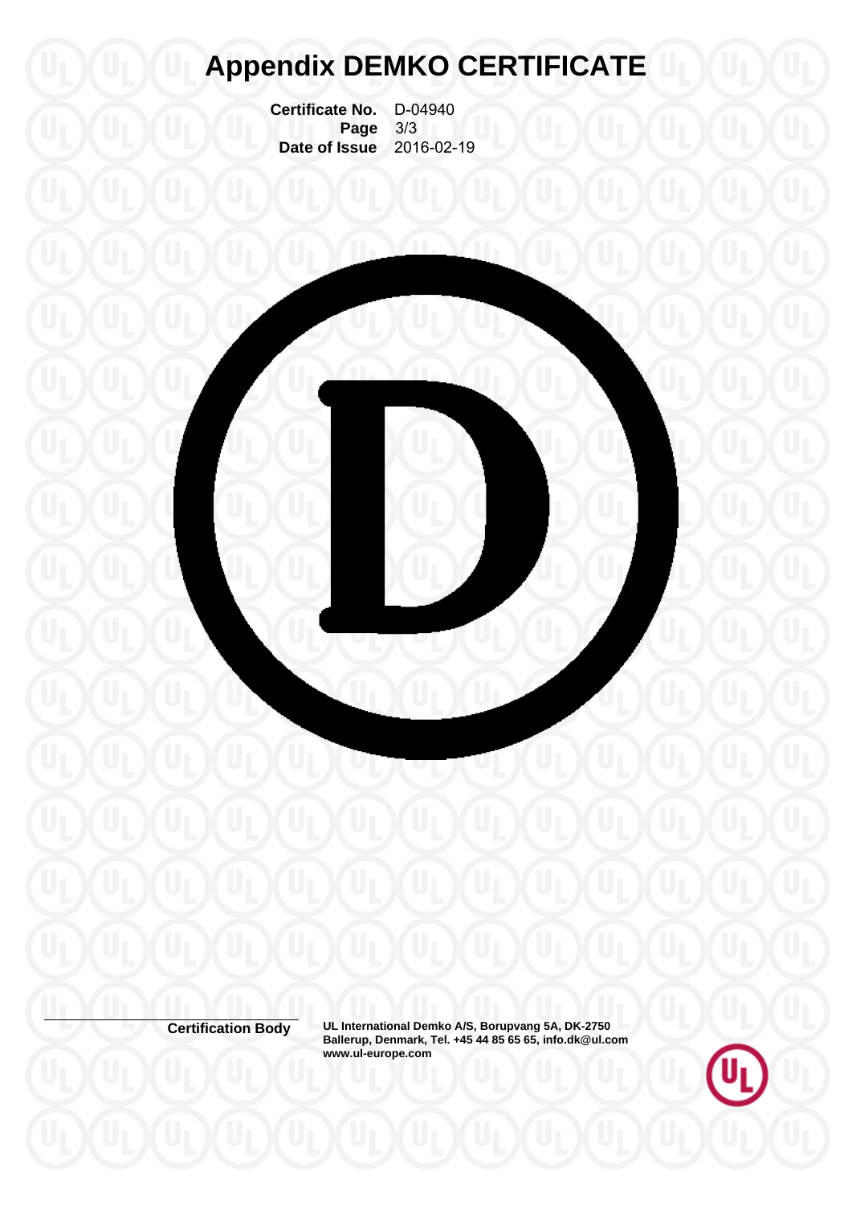# Appendix DEMKO CERTIFICATE

**Certificate No.** D-04940
**Page** 3/3
**Date of Issue** 2016-02-19

**Certification Body** **UL International Demko A/S, Borupvang 5A, DK-2750 Ballerup, Denmark, Tel. +45 44 85 65 65, info.dk@ul.com www.ul-europe.com**